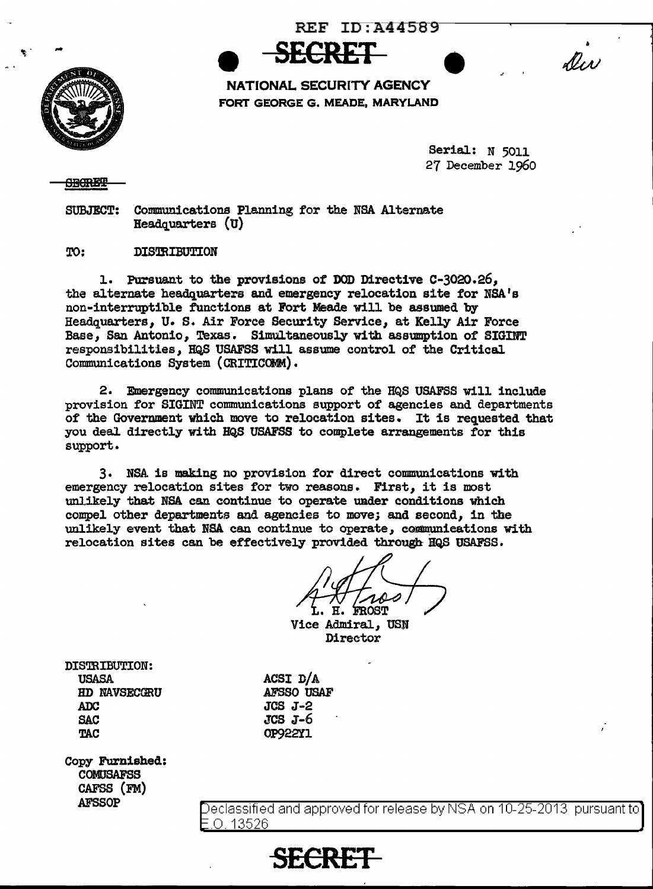REF ID:A44589

**SECRET**

NATIONAL SECURITY AGENCY
FORT GEORGE G. MEADE, MARYLAND

Serial: N 5011
27 December 1960

SECRET

SUBJECT: Communications Planning for the NSA Alternate Headquarters (U)

TO: DISTRIBUTION

1. Pursuant to the provisions of DOD Directive C-3020.26, the alternate headquarters and emergency relocation site for NSA's non-interruptible functions at Fort Meade will be assumed by Headquarters, U. S. Air Force Security Service, at Kelly Air Force Base, San Antonio, Texas. Simultaneously with assumption of SIGINT responsibilities, HQS USAFSS will assume control of the Critical Communications System (CRITICOMM).

2. Emergency communications plans of the HQS USAFSS will include provision for SIGINT communications support of agencies and departments of the Government which move to relocation sites. It is requested that you deal directly with HQS USAFSS to complete arrangements for this support.

3. NSA is making no provision for direct communications with emergency relocation sites for two reasons. First, it is most unlikely that NSA can continue to operate under conditions which compel other departments and agencies to move; and second, in the unlikely event that NSA can continue to operate, communications with relocation sites can be effectively provided through HQS USAFSS.

L. H. FROST
Vice Admiral, USN
Director

DISTRIBUTION:
USASA
HD NAVSECGRU
ADC
SAC
TAC
ACSI D/A
AFSSO USAF
JCS J-2
JCS J-6
OP922Y1

Copy Furnished:
COMUSAFSS
CAFSS (FM)
AFSSOP

Declassified and approved for release by NSA on 10-25-2013 pursuant to E.O. 13526

**SECRET**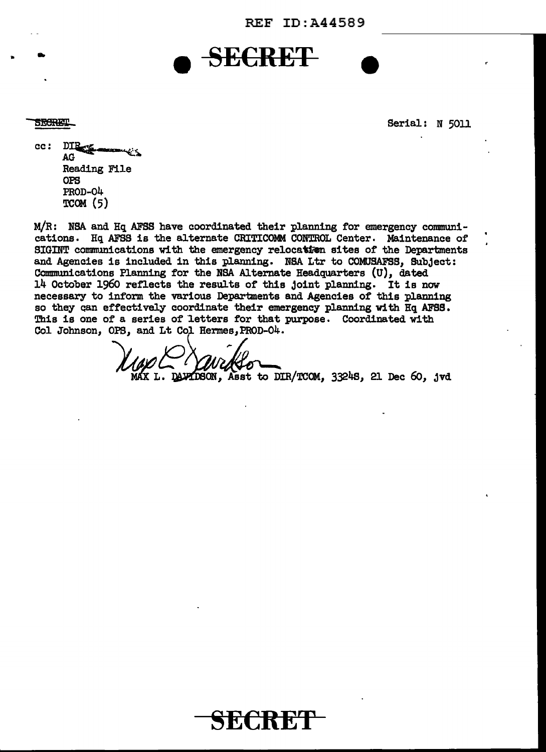REF ID:A44589

SECRET

SECRET

Serial: N 5011

cc: DIR
AG
Reading File
OPS
PROD-04
TCOM (5)

M/R: NSA and Hq AFSS have coordinated their planning for emergency communications. Hq AFSS is the alternate CRITICOMM CONTROL Center. Maintenance of SIGINT communications with the emergency relocation sites of the Departments and Agencies is included in this planning. NSA Ltr to COMUSAFSS, Subject: Communications Planning for the NSA Alternate Headquarters (U), dated 14 October 1960 reflects the results of this joint planning. It is now necessary to inform the various Departments and Agencies of this planning so they can effectively coordinate their emergency planning with Hq AFSS. This is one of a series of letters for that purpose. Coordinated with Col Johnson, OPS, and Lt Col Hermes, PROD-04.

MAX L. DAVIDSON, Asst to DIR/TCOM, 3324S, 21 Dec 60, jvd

SECRET